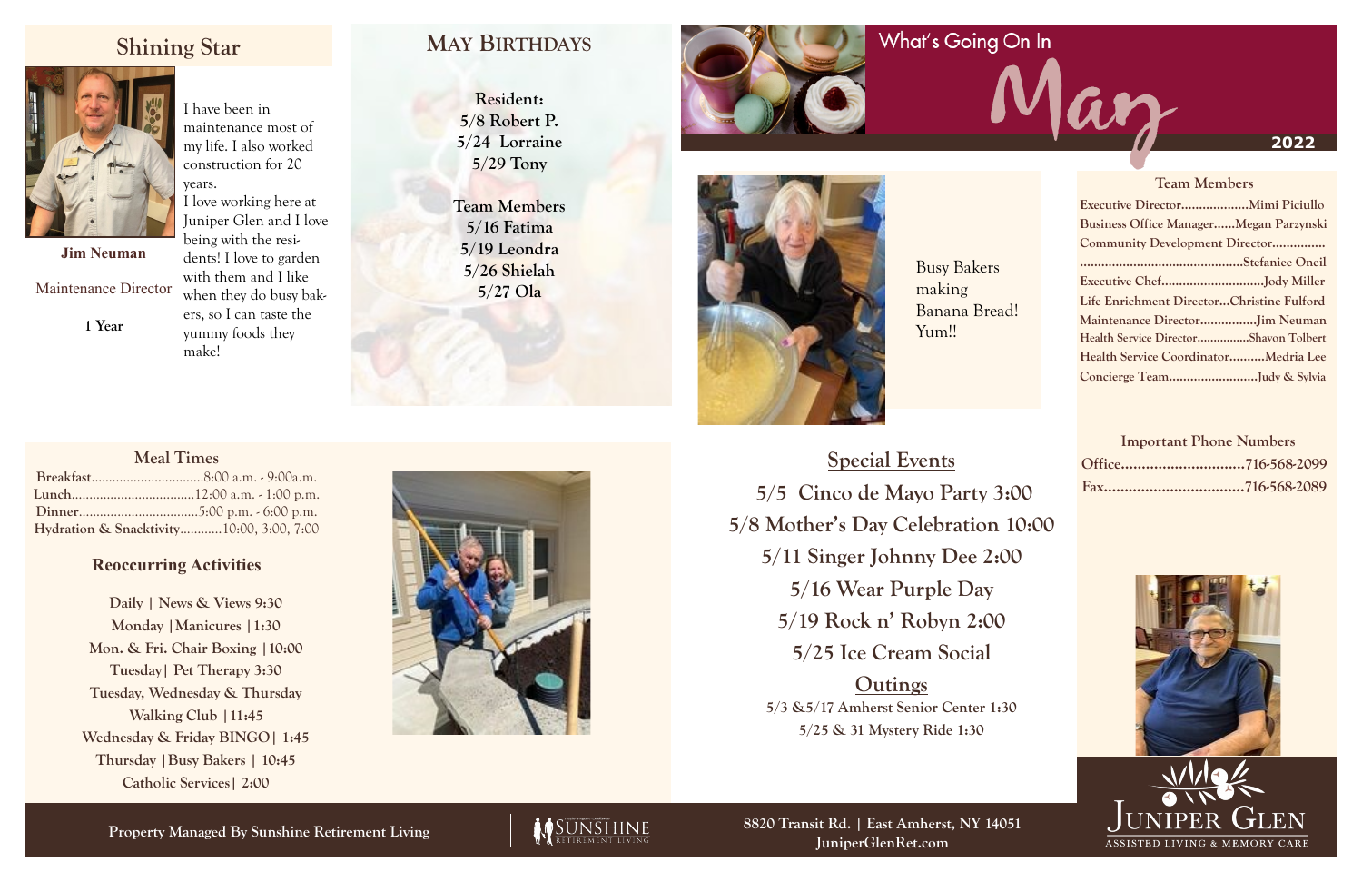## Shining Star

**Jim Neuman**

Maintenance Director

**1 Year**

I have been in maintenance most of my life. I also worked construction for 20 years.
I love working here at Juniper Glen and I love being with the residents! I love to garden with them and I like when they do busy bakers, so I can taste the yummy foods they make!

## May Birthdays

**Resident:**
**5/8 Robert P.**
**5/24 Lorraine**
**5/29 Tony**

**Team Members**
**5/16 Fatima**
**5/19 Leondra**
**5/26 Shielah**
**5/27 Ola**

# What's Going On In May

**2022**

Busy Bakers making Banana Bread! Yum!!

### Team Members

Executive Director...................Mimi Piciullo
Business Office Manager......Megan Parzynski
Community Development Director..............
............................................Stefaniee Oneil
Executive Chef.............................Jody Miller
Life Enrichment Director...Christine Fulford
Maintenance Director................Jim Neuman
Health Service Director...............Shavon Tolbert
Health Service Coordinator..........Medria Lee
Concierge Team.........................Judy & Sylvia

### Important Phone Numbers

Office..............................716-568-2099
Fax..................................716-568-2089

### Meal Times

Breakfast................................8:00 a.m. - 9:00a.m.
Lunch...................................12:00 a.m. - 1:00 p.m.
Dinner..................................5:00 p.m. - 6:00 p.m.
Hydration & Snacktivity............10:00, 3:00, 7:00

### Reoccurring Activities

Daily | News & Views 9:30
Monday |Manicures |1:30
Mon. & Fri. Chair Boxing |10:00
Tuesday| Pet Therapy 3:30
Tuesday, Wednesday & Thursday
Walking Club |11:45
Wednesday & Friday BINGO| 1:45
Thursday |Busy Bakers | 10:45
Catholic Services| 2:00

## Special Events

5/5 Cinco de Mayo Party 3:00
5/8 Mother's Day Celebration 10:00
5/11 Singer Johnny Dee 2:00
5/16 Wear Purple Day
5/19 Rock n' Robyn 2:00
5/25 Ice Cream Social

## Outings

5/3 &5/17 Amherst Senior Center 1:30
5/25 & 31 Mystery Ride 1:30

Juniper Glen
Assisted Living & Memory Care

Property Managed By Sunshine Retirement Living

Sunshine Retirement Living

8820 Transit Rd. | East Amherst, NY 14051
JuniperGlenRet.com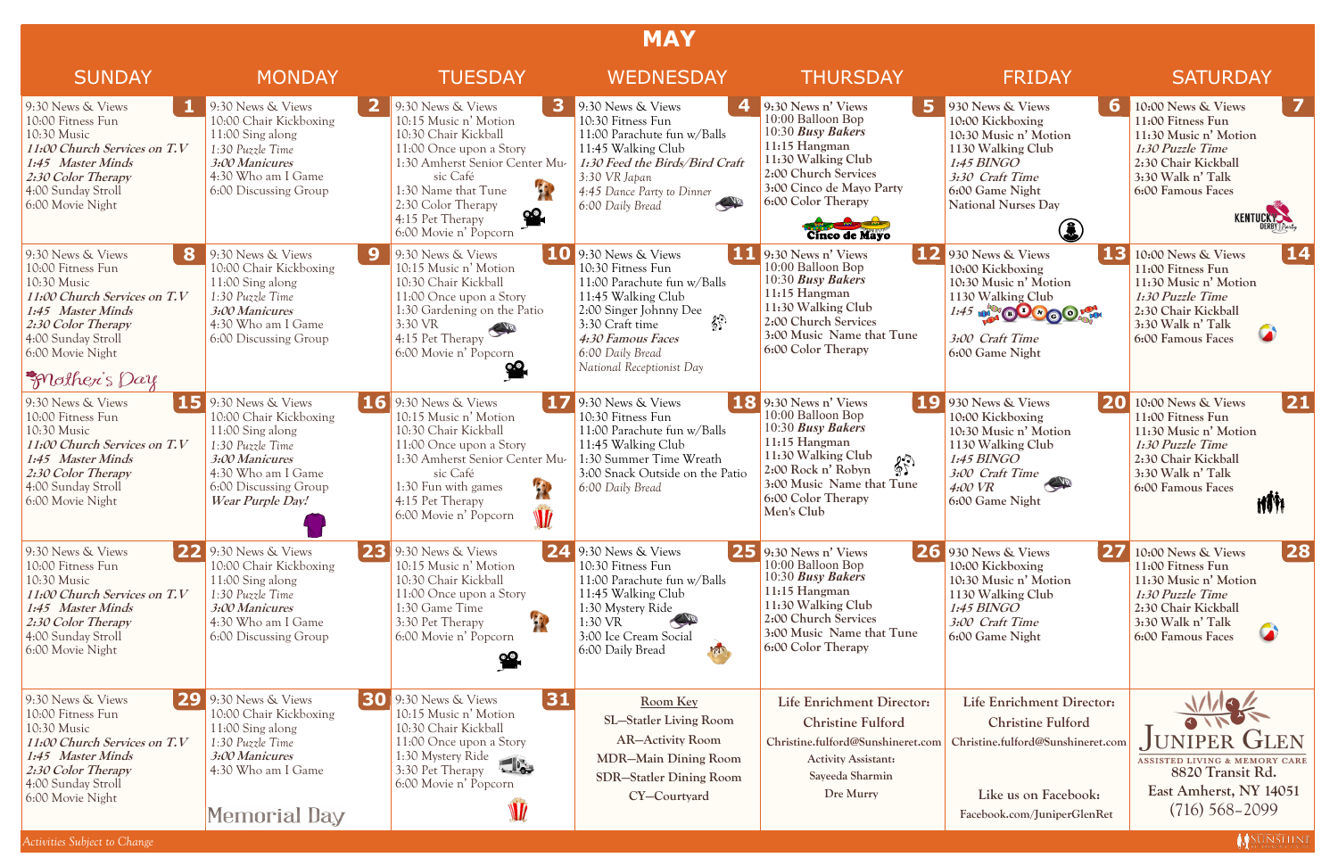# MAY

| SUNDAY | MONDAY | TUESDAY | WEDNESDAY | THURSDAY | FRIDAY | SATURDAY |
|---|---|---|---|---|---|---|
| **1**<br>9:30 News & Views<br>10:00 Fitness Fun<br>10:30 Music<br>*11:00 Church Services on T.V*<br>*1:45 Master Minds*<br>*2:30 Color Therapy*<br>4:00 Sunday Stroll<br>6:00 Movie Night | **2**<br>9:30 News & Views<br>10:00 Chair Kickboxing<br>11:00 Sing along<br>1:30 *Puzzle Time*<br>*3:00 Manicures*<br>4:30 Who am I Game<br>6:00 Discussing Group | **3**<br>9:30 News & Views<br>10:15 Music n' Motion<br>10:30 Chair Kickball<br>11:00 Once upon a Story<br>1:30 Amherst Senior Center Music Café<br>1:30 Name that Tune<br>2:30 Color Therapy<br>4:15 Pet Therapy<br>6:00 Movie n' Popcorn | **4**<br>9:30 News & Views<br>10:30 Fitness Fun<br>11:00 Parachute fun w/Balls<br>11:45 Walking Club<br>*1:30 Feed the Birds/Bird Craft*<br>*3:30 VR Japan*<br>*4:45 Dance Party to Dinner*<br>*6:00 Daily Bread* | **5**<br>9:30 News n' Views<br>10:00 Balloon Bop<br>10:30 ***Busy Bakers***<br>11:15 Hangman<br>11:30 Walking Club<br>2:00 Church Services<br>3:00 Cinco de Mayo Party<br>6:00 Color Therapy<br>Cinco de Mayo | **6**<br>930 News & Views<br>10:00 Kickboxing<br>10:30 Music n' Motion<br>1130 Walking Club<br>*1:45 BINGO*<br>*3:30 Craft Time*<br>6:00 Game Night<br>National Nurses Day | **7**<br>10:00 News & Views<br>11:00 Fitness Fun<br>11:30 Music n' Motion<br>*1:30 Puzzle Time*<br>2:30 Chair Kickball<br>3:30 Walk n' Talk<br>6:00 Famous Faces<br>KENTUCKY DERBY Party |
| **8**<br>9:30 News & Views<br>10:00 Fitness Fun<br>10:30 Music<br>*11:00 Church Services on T.V*<br>*1:45 Master Minds*<br>*2:30 Color Therapy*<br>4:00 Sunday Stroll<br>6:00 Movie Night<br>Mother's Day | **9**<br>9:30 News & Views<br>10:00 Chair Kickboxing<br>11:00 Sing along<br>1:30 *Puzzle Time*<br>*3:00 Manicures*<br>4:30 Who am I Game<br>6:00 Discussing Group | **10**<br>9:30 News & Views<br>10:15 Music n' Motion<br>10:30 Chair Kickball<br>11:00 Once upon a Story<br>1:30 Gardening on the Patio<br>3:30 VR<br>4:15 Pet Therapy<br>6:00 Movie n' Popcorn | **11**<br>9:30 News & Views<br>10:30 Fitness Fun<br>11:00 Parachute fun w/Balls<br>11:45 Walking Club<br>2:00 Singer Johnny Dee<br>3:30 Craft time<br>*4:30 Famous Faces*<br>*6:00 Daily Bread*<br>*National Receptionist Day* | **12**<br>9:30 News n' Views<br>10:00 Balloon Bop<br>10:30 ***Busy Bakers***<br>11:15 Hangman<br>11:30 Walking Club<br>2:00 Church Services<br>3:00 Music Name that Tune<br>6:00 Color Therapy | **13**<br>930 News & Views<br>10:00 Kickboxing<br>10:30 Music n' Motion<br>1130 Walking Club<br>*1:45* BINGO<br>*3:00 Craft Time*<br>6:00 Game Night | **14**<br>10:00 News & Views<br>11:00 Fitness Fun<br>11:30 Music n' Motion<br>*1:30 Puzzle Time*<br>2:30 Chair Kickball<br>3:30 Walk n' Talk<br>6:00 Famous Faces |
| **15**<br>9:30 News & Views<br>10:00 Fitness Fun<br>10:30 Music<br>*11:00 Church Services on T.V*<br>*1:45 Master Minds*<br>*2:30 Color Therapy*<br>4:00 Sunday Stroll<br>6:00 Movie Night | **16**<br>9:30 News & Views<br>10:00 Chair Kickboxing<br>11:00 Sing along<br>1:30 *Puzzle Time*<br>*3:00 Manicures*<br>4:30 Who am I Game<br>6:00 Discussing Group<br>*Wear Purple Day!* | **17**<br>9:30 News & Views<br>10:15 Music n' Motion<br>10:30 Chair Kickball<br>11:00 Once upon a Story<br>1:30 Amherst Senior Center Music Café<br>1:30 Fun with games<br>4:15 Pet Therapy<br>6:00 Movie n' Popcorn | **18**<br>9:30 News & Views<br>10:30 Fitness Fun<br>11:00 Parachute fun w/Balls<br>11:45 Walking Club<br>1:30 Summer Time Wreath<br>3:00 Snack Outside on the Patio<br>*6:00 Daily Bread* | **19**<br>9:30 News n' Views<br>10:00 Balloon Bop<br>10:30 ***Busy Bakers***<br>11:15 Hangman<br>11:30 Walking Club<br>2:00 Rock n' Robyn<br>3:00 Music Name that Tune<br>6:00 Color Therapy<br>Men's Club | **20**<br>930 News & Views<br>10:00 Kickboxing<br>10:30 Music n' Motion<br>1130 Walking Club<br>*1:45 BINGO*<br>*3:00 Craft Time*<br>*4:00 VR*<br>6:00 Game Night | **21**<br>10:00 News & Views<br>11:00 Fitness Fun<br>11:30 Music n' Motion<br>*1:30 Puzzle Time*<br>2:30 Chair Kickball<br>3:30 Walk n' Talk<br>6:00 Famous Faces |
| **22**<br>9:30 News & Views<br>10:00 Fitness Fun<br>10:30 Music<br>*11:00 Church Services on T.V*<br>*1:45 Master Minds*<br>*2:30 Color Therapy*<br>4:00 Sunday Stroll<br>6:00 Movie Night | **23**<br>9:30 News & Views<br>10:00 Chair Kickboxing<br>11:00 Sing along<br>1:30 *Puzzle Time*<br>*3:00 Manicures*<br>4:30 Who am I Game<br>6:00 Discussing Group | **24**<br>9:30 News & Views<br>10:15 Music n' Motion<br>10:30 Chair Kickball<br>11:00 Once upon a Story<br>1:30 Game Time<br>3:30 Pet Therapy<br>6:00 Movie n' Popcorn | **25**<br>9:30 News & Views<br>10:30 Fitness Fun<br>11:00 Parachute fun w/Balls<br>11:45 Walking Club<br>1:30 Mystery Ride<br>1:30 VR<br>3:00 Ice Cream Social<br>6:00 Daily Bread | **26**<br>9:30 News n' Views<br>10:00 Balloon Bop<br>10:30 ***Busy Bakers***<br>11:15 Hangman<br>11:30 Walking Club<br>2:00 Church Services<br>3:00 Music Name that Tune<br>6:00 Color Therapy | **27**<br>930 News & Views<br>10:00 Kickboxing<br>10:30 Music n' Motion<br>1130 Walking Club<br>*1:45 BINGO*<br>*3:00 Craft Time*<br>6:00 Game Night | **28**<br>10:00 News & Views<br>11:00 Fitness Fun<br>11:30 Music n' Motion<br>*1:30 Puzzle Time*<br>2:30 Chair Kickball<br>3:30 Walk n' Talk<br>6:00 Famous Faces |
| **29**<br>9:30 News & Views<br>10:00 Fitness Fun<br>10:30 Music<br>*11:00 Church Services on T.V*<br>*1:45 Master Minds*<br>*2:30 Color Therapy*<br>4:00 Sunday Stroll<br>6:00 Movie Night | **30**<br>9:30 News & Views<br>10:00 Chair Kickboxing<br>11:00 Sing along<br>1:30 *Puzzle Time*<br>*3:00 Manicures*<br>4:30 Who am I Game<br>Memorial Day | **31**<br>9:30 News & Views<br>10:15 Music n' Motion<br>10:30 Chair Kickball<br>11:00 Once upon a Story<br>1:30 Mystery Ride<br>3:30 Pet Therapy<br>6:00 Movie n' Popcorn | Room Key<br>SL–Statler Living Room<br>AR–Activity Room<br>MDR–Main Dining Room<br>SDR–Statler Dining Room<br>CY–Courtyard | Life Enrichment Director:<br>Christine Fulford<br>Christine.fulford@Sunshineret.com<br>Activity Assistant:<br>Sayeeda Sharmin<br>Dre Murry | Life Enrichment Director:<br>Christine Fulford<br>Christine.fulford@Sunshineret.com<br>Like us on Facebook:<br>Facebook.com/JuniperGlenRet | JUNIPER GLEN<br>ASSISTED LIVING & MEMORY CARE<br>8820 Transit Rd.<br>East Amherst, NY 14051<br>(716) 568-2099 |

*Activities Subject to Change*